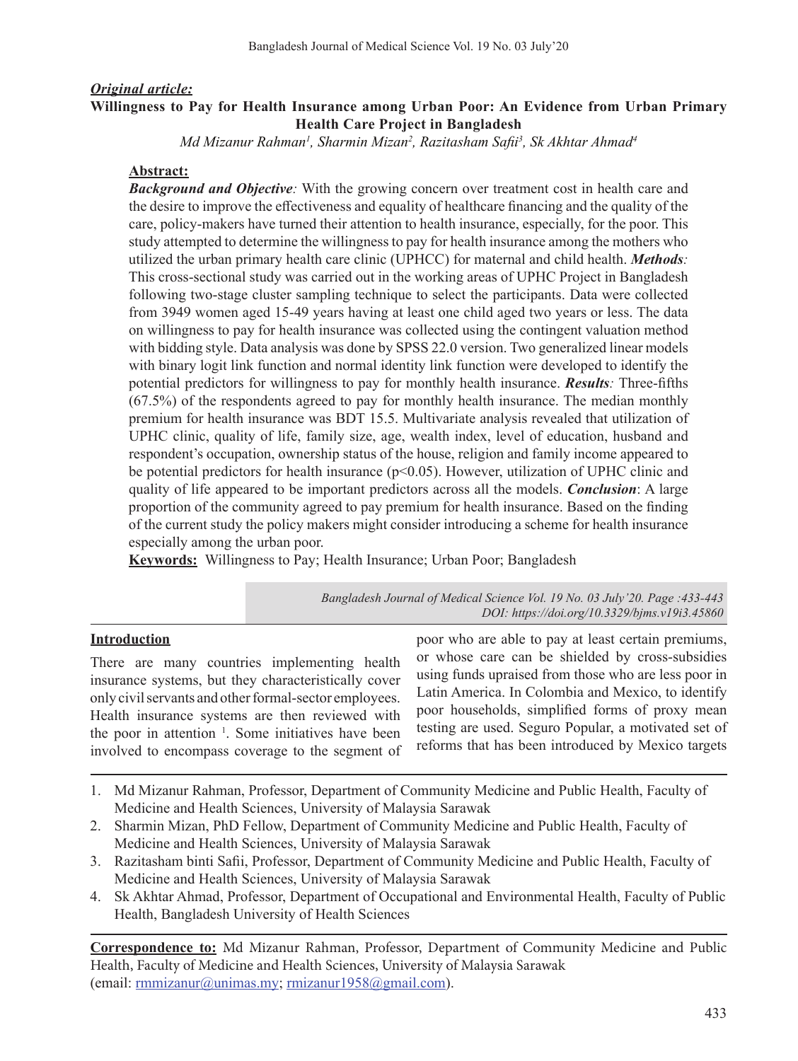***Original article:***

**Willingness to Pay for Health Insurance among Urban Poor: An Evidence from Urban Primary Health Care Project in Bangladesh**

*Md Mizanur Rahman[1], Sharmin Mizan[2], Razitasham Safii[3], Sk Akhtar Ahmad[4]*

**Abstract:**

***Background and Objective:*** With the growing concern over treatment cost in health care and the desire to improve the effectiveness and equality of healthcare financing and the quality of the care, policy-makers have turned their attention to health insurance, especially, for the poor. This study attempted to determine the willingness to pay for health insurance among the mothers who utilized the urban primary health care clinic (UPHCC) for maternal and child health. ***Methods:*** This cross-sectional study was carried out in the working areas of UPHC Project in Bangladesh following two-stage cluster sampling technique to select the participants. Data were collected from 3949 women aged 15-49 years having at least one child aged two years or less. The data on willingness to pay for health insurance was collected using the contingent valuation method with bidding style. Data analysis was done by SPSS 22.0 version. Two generalized linear models with binary logit link function and normal identity link function were developed to identify the potential predictors for willingness to pay for monthly health insurance. ***Results:*** Three-fifths (67.5%) of the respondents agreed to pay for monthly health insurance. The median monthly premium for health insurance was BDT 15.5. Multivariate analysis revealed that utilization of UPHC clinic, quality of life, family size, age, wealth index, level of education, husband and respondent's occupation, ownership status of the house, religion and family income appeared to be potential predictors for health insurance ($p<0.05$). However, utilization of UPHC clinic and quality of life appeared to be important predictors across all the models. ***Conclusion***: A large proportion of the community agreed to pay premium for health insurance. Based on the finding of the current study the policy makers might consider introducing a scheme for health insurance especially among the urban poor.

**Keywords:** Willingness to Pay; Health Insurance; Urban Poor; Bangladesh

*Bangladesh Journal of Medical Science Vol. 19 No. 03 July'20. Page :433-443*
*DOI: https://doi.org/10.3329/bjms.v19i3.45860*

## Introduction

There are many countries implementing health insurance systems, but they characteristically cover only civil servants and other formal-sector employees. Health insurance systems are then reviewed with the poor in attention [1]. Some initiatives have been involved to encompass coverage to the segment of poor who are able to pay at least certain premiums, or whose care can be shielded by cross-subsidies using funds upraised from those who are less poor in Latin America. In Colombia and Mexico, to identify poor households, simplified forms of proxy mean testing are used. Seguro Popular, a motivated set of reforms that has been introduced by Mexico targets

---

1. Md Mizanur Rahman, Professor, Department of Community Medicine and Public Health, Faculty of Medicine and Health Sciences, University of Malaysia Sarawak
2. Sharmin Mizan, PhD Fellow, Department of Community Medicine and Public Health, Faculty of Medicine and Health Sciences, University of Malaysia Sarawak
3. Razitasham binti Safii, Professor, Department of Community Medicine and Public Health, Faculty of Medicine and Health Sciences, University of Malaysia Sarawak
4. Sk Akhtar Ahmad, Professor, Department of Occupational and Environmental Health, Faculty of Public Health, Bangladesh University of Health Sciences

**Correspondence to:** Md Mizanur Rahman, Professor, Department of Community Medicine and Public Health, Faculty of Medicine and Health Sciences, University of Malaysia Sarawak (email: rmmizanur@unimas.my; rmizanur1958@gmail.com).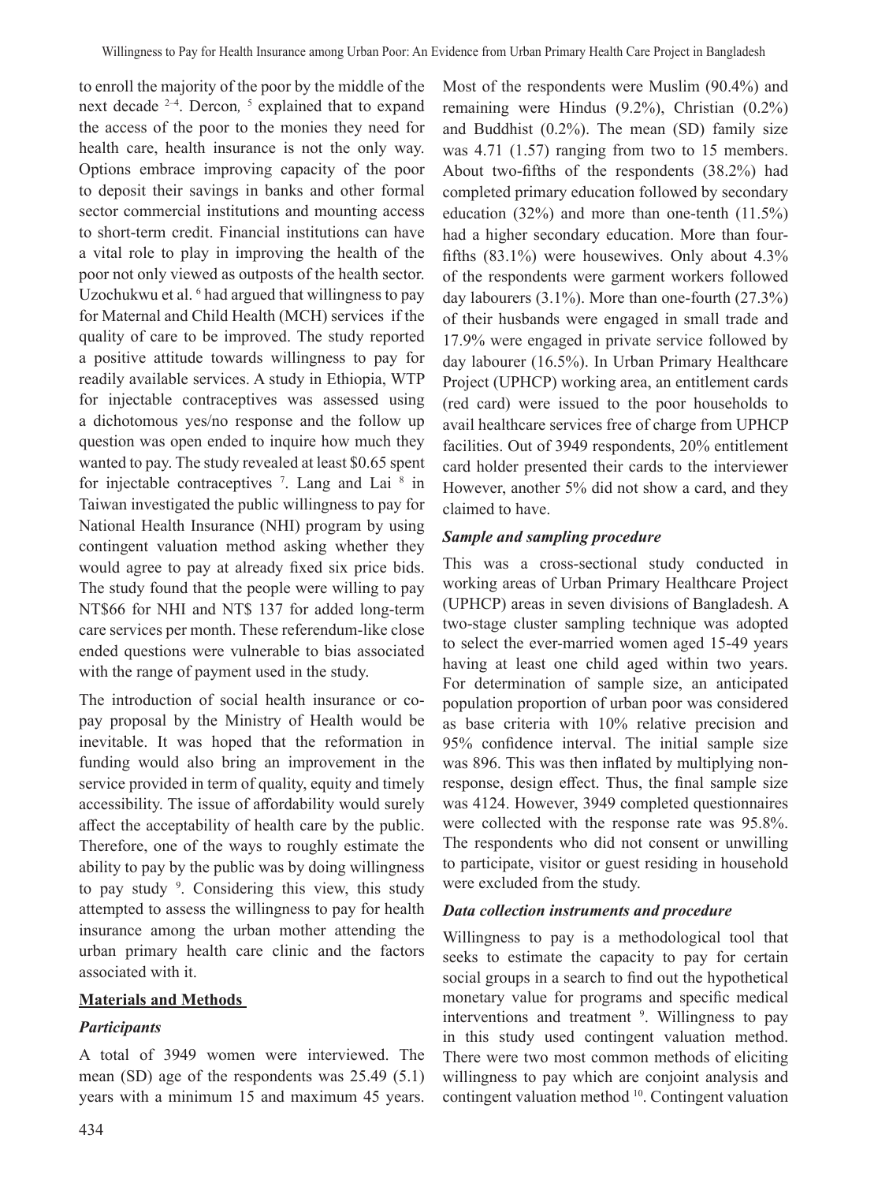to enroll the majority of the poor by the middle of the next decade [2-4]. Dercon, [5] explained that to expand the access of the poor to the monies they need for health care, health insurance is not the only way. Options embrace improving capacity of the poor to deposit their savings in banks and other formal sector commercial institutions and mounting access to short-term credit. Financial institutions can have a vital role to play in improving the health of the poor not only viewed as outposts of the health sector. Uzochukwu et al. [6] had argued that willingness to pay for Maternal and Child Health (MCH) services if the quality of care to be improved. The study reported a positive attitude towards willingness to pay for readily available services. A study in Ethiopia, WTP for injectable contraceptives was assessed using a dichotomous yes/no response and the follow up question was open ended to inquire how much they wanted to pay. The study revealed at least $0.65 spent for injectable contraceptives [7]. Lang and Lai [8] in Taiwan investigated the public willingness to pay for National Health Insurance (NHI) program by using contingent valuation method asking whether they would agree to pay at already fixed six price bids. The study found that the people were willing to pay NT$66 for NHI and NT$ 137 for added long-term care services per month. These referendum-like close ended questions were vulnerable to bias associated with the range of payment used in the study.

The introduction of social health insurance or co-pay proposal by the Ministry of Health would be inevitable. It was hoped that the reformation in funding would also bring an improvement in the service provided in term of quality, equity and timely accessibility. The issue of affordability would surely affect the acceptability of health care by the public. Therefore, one of the ways to roughly estimate the ability to pay by the public was by doing willingness to pay study [9]. Considering this view, this study attempted to assess the willingness to pay for health insurance among the urban mother attending the urban primary health care clinic and the factors associated with it.

## Materials and Methods

### *Participants*

A total of 3949 women were interviewed. The mean (SD) age of the respondents was 25.49 (5.1) years with a minimum 15 and maximum 45 years. Most of the respondents were Muslim (90.4%) and remaining were Hindus (9.2%), Christian (0.2%) and Buddhist (0.2%). The mean (SD) family size was 4.71 (1.57) ranging from two to 15 members. About two-fifths of the respondents (38.2%) had completed primary education followed by secondary education (32%) and more than one-tenth (11.5%) had a higher secondary education. More than four-fifths (83.1%) were housewives. Only about 4.3% of the respondents were garment workers followed day labourers (3.1%). More than one-fourth (27.3%) of their husbands were engaged in small trade and 17.9% were engaged in private service followed by day labourer (16.5%). In Urban Primary Healthcare Project (UPHCP) working area, an entitlement cards (red card) were issued to the poor households to avail healthcare services free of charge from UPHCP facilities. Out of 3949 respondents, 20% entitlement card holder presented their cards to the interviewer However, another 5% did not show a card, and they claimed to have.

### *Sample and sampling procedure*

This was a cross-sectional study conducted in working areas of Urban Primary Healthcare Project (UPHCP) areas in seven divisions of Bangladesh. A two-stage cluster sampling technique was adopted to select the ever-married women aged 15-49 years having at least one child aged within two years. For determination of sample size, an anticipated population proportion of urban poor was considered as base criteria with 10% relative precision and 95% confidence interval. The initial sample size was 896. This was then inflated by multiplying non-response, design effect. Thus, the final sample size was 4124. However, 3949 completed questionnaires were collected with the response rate was 95.8%. The respondents who did not consent or unwilling to participate, visitor or guest residing in household were excluded from the study.

### *Data collection instruments and procedure*

Willingness to pay is a methodological tool that seeks to estimate the capacity to pay for certain social groups in a search to find out the hypothetical monetary value for programs and specific medical interventions and treatment [9]. Willingness to pay in this study used contingent valuation method. There were two most common methods of eliciting willingness to pay which are conjoint analysis and contingent valuation method [10]. Contingent valuation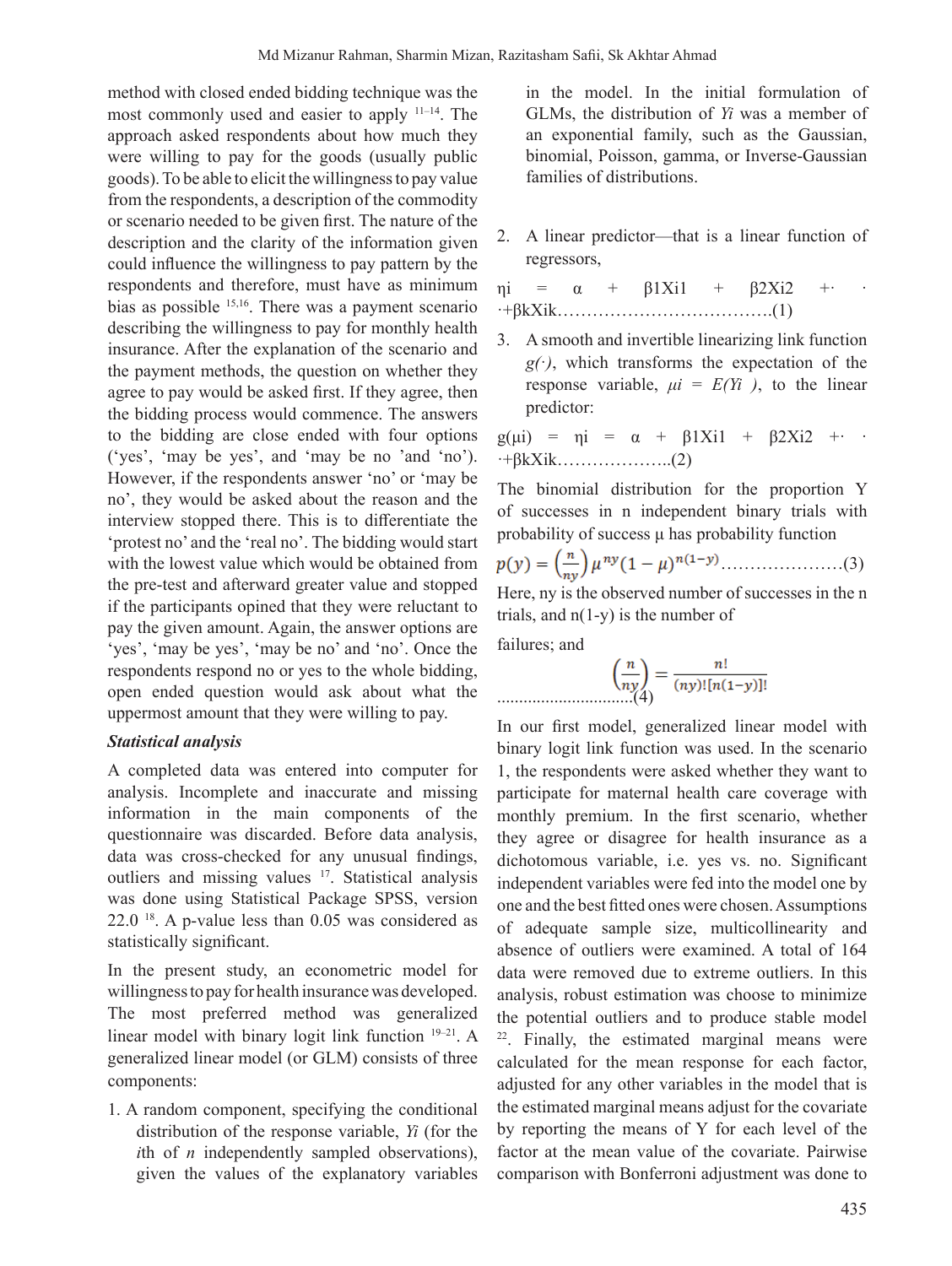method with closed ended bidding technique was the most commonly used and easier to apply [11–14]. The approach asked respondents about how much they were willing to pay for the goods (usually public goods). To be able to elicit the willingness to pay value from the respondents, a description of the commodity or scenario needed to be given first. The nature of the description and the clarity of the information given could influence the willingness to pay pattern by the respondents and therefore, must have as minimum bias as possible [15,16]. There was a payment scenario describing the willingness to pay for monthly health insurance. After the explanation of the scenario and the payment methods, the question on whether they agree to pay would be asked first. If they agree, then the bidding process would commence. The answers to the bidding are close ended with four options ('yes', 'may be yes', and 'may be no 'and 'no'). However, if the respondents answer 'no' or 'may be no', they would be asked about the reason and the interview stopped there. This is to differentiate the 'protest no' and the 'real no'. The bidding would start with the lowest value which would be obtained from the pre-test and afterward greater value and stopped if the participants opined that they were reluctant to pay the given amount. Again, the answer options are 'yes', 'may be yes', 'may be no' and 'no'. Once the respondents respond no or yes to the whole bidding, open ended question would ask about what the uppermost amount that they were willing to pay.

***Statistical analysis***

A completed data was entered into computer for analysis. Incomplete and inaccurate and missing information in the main components of the questionnaire was discarded. Before data analysis, data was cross-checked for any unusual findings, outliers and missing values [17]. Statistical analysis was done using Statistical Package SPSS, version 22.0 [18]. A p-value less than 0.05 was considered as statistically significant.

In the present study, an econometric model for willingness to pay for health insurance was developed. The most preferred method was generalized linear model with binary logit link function [19–21]. A generalized linear model (or GLM) consists of three components:

1. A random component, specifying the conditional distribution of the response variable, $Y_i$ (for the $i$th of $n$ independently sampled observations), given the values of the explanatory variables in the model. In the initial formulation of GLMs, the distribution of $Y_i$ was a member of an exponential family, such as the Gaussian, binomial, Poisson, gamma, or Inverse-Gaussian families of distributions.

2. A linear predictor—that is a linear function of regressors,

$$\eta_i = \alpha + \beta_1 X_{i1} + \beta_2 X_{i2} + \cdots + \beta_k X_{ik} \quad \text{(1)}$$

3. A smooth and invertible linearizing link function $g(\cdot)$, which transforms the expectation of the response variable, $\mu_i = E(Y_i)$, to the linear predictor:

$$g(\mu_i) = \eta_i = \alpha + \beta_1 X_{i1} + \beta_2 X_{i2} + \cdots + \beta_k X_{ik} \quad \text{(2)}$$

The binomial distribution for the proportion Y of successes in n independent binary trials with probability of success μ has probability function

$$p(y) = \binom{n}{ny} \mu^{ny} (1-\mu)^{n(1-y)} \quad \text{(3)}$$

Here, ny is the observed number of successes in the n trials, and n(1-y) is the number of failures; and

$$\binom{n}{ny} = \frac{n!}{(ny)![n(1-y)]!} \quad \text{(4)}$$

In our first model, generalized linear model with binary logit link function was used. In the scenario 1, the respondents were asked whether they want to participate for maternal health care coverage with monthly premium. In the first scenario, whether they agree or disagree for health insurance as a dichotomous variable, i.e. yes vs. no. Significant independent variables were fed into the model one by one and the best fitted ones were chosen. Assumptions of adequate sample size, multicollinearity and absence of outliers were examined. A total of 164 data were removed due to extreme outliers. In this analysis, robust estimation was choose to minimize the potential outliers and to produce stable model [22]. Finally, the estimated marginal means were calculated for the mean response for each factor, adjusted for any other variables in the model that is the estimated marginal means adjust for the covariate by reporting the means of Y for each level of the factor at the mean value of the covariate. Pairwise comparison with Bonferroni adjustment was done to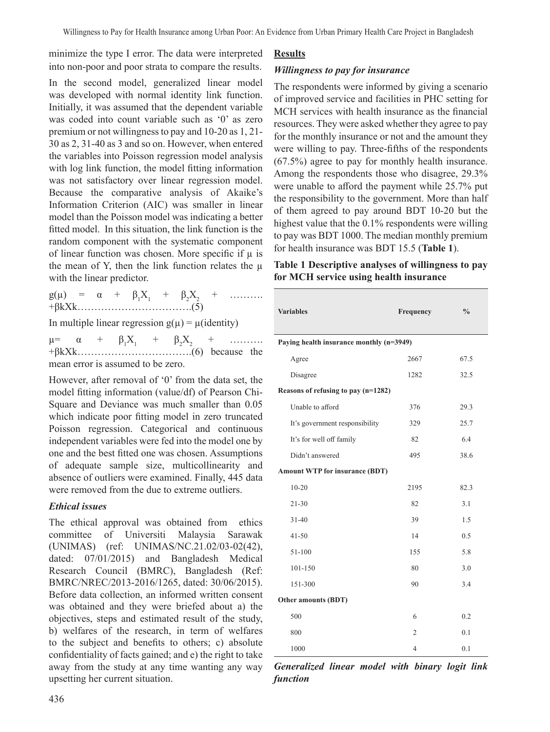minimize the type I error. The data were interpreted into non-poor and poor strata to compare the results.

In the second model, generalized linear model was developed with normal identity link function. Initially, it was assumed that the dependent variable was coded into count variable such as '0' as zero premium or not willingness to pay and 10-20 as 1, 21-30 as 2, 31-40 as 3 and so on. However, when entered the variables into Poisson regression model analysis with log link function, the model fitting information was not satisfactory over linear regression model. Because the comparative analysis of Akaike's Information Criterion (AIC) was smaller in linear model than the Poisson model was indicating a better fitted model. In this situation, the link function is the random component with the systematic component of linear function was chosen. More specific if μ is the mean of Y, then the link function relates the μ with the linear predictor.

$g(\mu) = \alpha + \beta_1 X_1 + \beta_2 X_2 + \ldots\ldots\ldots + \beta kXk$……………………………..(5)

In multiple linear regression $g(\mu) = \mu$(identity)

$\mu = \alpha + \beta_1 X_1 + \beta_2 X_2 + \ldots\ldots\ldots + \beta kXk$……………………………..(6) because the mean error is assumed to be zero.

However, after removal of '0' from the data set, the model fitting information (value/df) of Pearson Chi-Square and Deviance was much smaller than 0.05 which indicate poor fitting model in zero truncated Poisson regression. Categorical and continuous independent variables were fed into the model one by one and the best fitted one was chosen. Assumptions of adequate sample size, multicollinearity and absence of outliers were examined. Finally, 445 data were removed from the due to extreme outliers.

### *Ethical issues*

The ethical approval was obtained from ethics committee of Universiti Malaysia Sarawak (UNIMAS) (ref: UNIMAS/NC.21.02/03-02(42), dated: 07/01/2015) and Bangladesh Medical Research Council (BMRC), Bangladesh (Ref: BMRC/NREC/2013-2016/1265, dated: 30/06/2015). Before data collection, an informed written consent was obtained and they were briefed about a) the objectives, steps and estimated result of the study, b) welfares of the research, in term of welfares to the subject and benefits to others; c) absolute confidentiality of facts gained; and e) the right to take away from the study at any time wanting any way upsetting her current situation.

## Results

### *Willingness to pay for insurance*

The respondents were informed by giving a scenario of improved service and facilities in PHC setting for MCH services with health insurance as the financial resources. They were asked whether they agree to pay for the monthly insurance or not and the amount they were willing to pay. Three-fifths of the respondents (67.5%) agree to pay for monthly health insurance. Among the respondents those who disagree, 29.3% were unable to afford the payment while 25.7% put the responsibility to the government. More than half of them agreed to pay around BDT 10-20 but the highest value that the 0.1% respondents were willing to pay was BDT 1000. The median monthly premium for health insurance was BDT 15.5 (**Table 1**).

**Table 1 Descriptive analyses of willingness to pay for MCH service using health insurance**

| Variables | Frequency | % |
|---|---|---|
| **Paying health insurance monthly (n=3949)** | | |
| Agree | 2667 | 67.5 |
| Disagree | 1282 | 32.5 |
| **Reasons of refusing to pay (n=1282)** | | |
| Unable to afford | 376 | 29.3 |
| It's government responsibility | 329 | 25.7 |
| It's for well off family | 82 | 6.4 |
| Didn't answered | 495 | 38.6 |
| **Amount WTP for insurance (BDT)** | | |
| 10-20 | 2195 | 82.3 |
| 21-30 | 82 | 3.1 |
| 31-40 | 39 | 1.5 |
| 41-50 | 14 | 0.5 |
| 51-100 | 155 | 5.8 |
| 101-150 | 80 | 3.0 |
| 151-300 | 90 | 3.4 |
| **Other amounts (BDT)** | | |
| 500 | 6 | 0.2 |
| 800 | 2 | 0.1 |
| 1000 | 4 | 0.1 |

### *Generalized linear model with binary logit link function*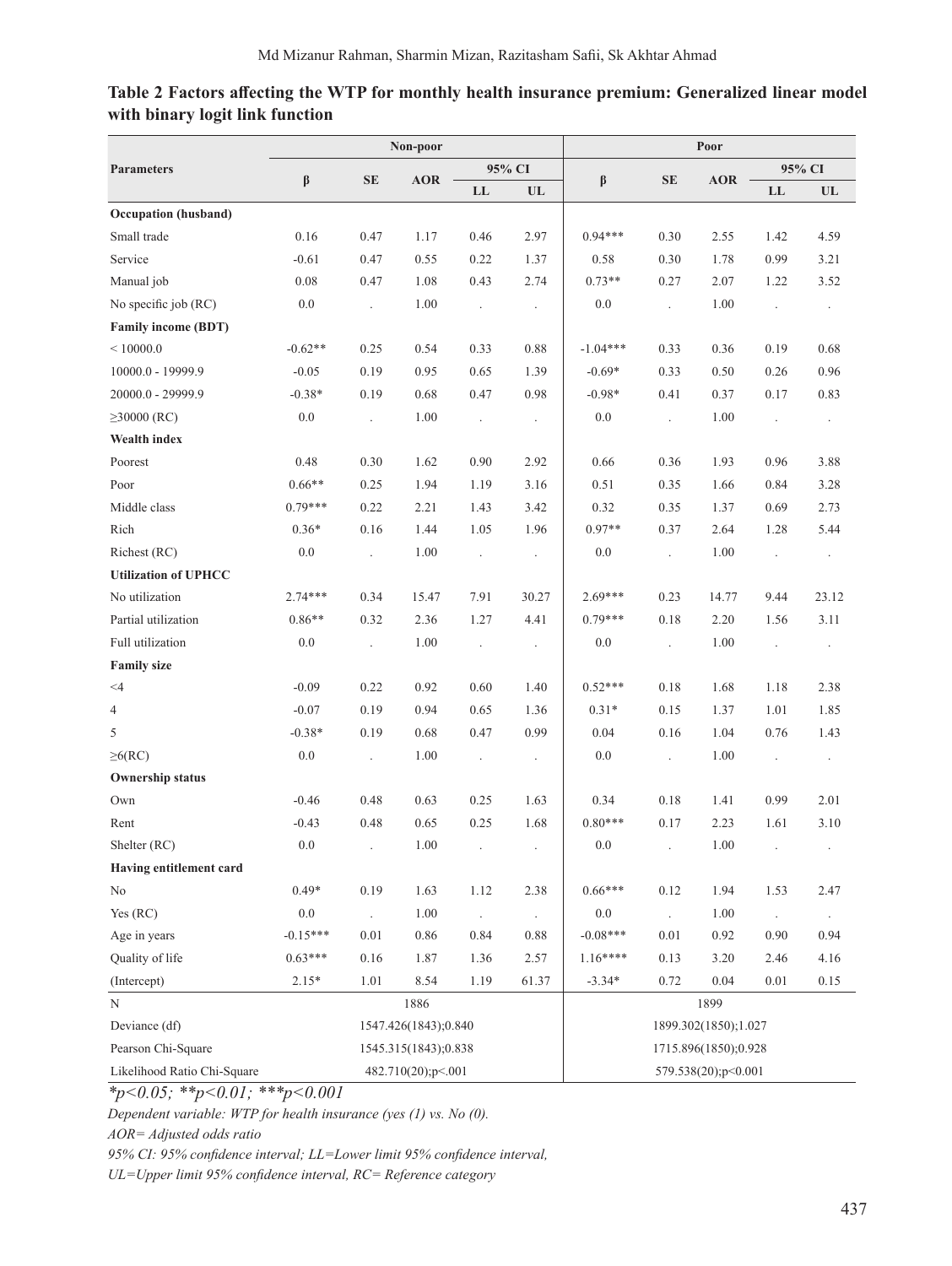**Table 2 Factors affecting the WTP for monthly health insurance premium: Generalized linear model with binary logit link function**

| Parameters | Non-poor | | | | | Poor | | | | |
|---|---|---|---|---|---|---|---|---|---|---|
| | β | SE | AOR | 95% CI | | β | SE | AOR | 95% CI | |
| | | | | LL | UL | | | | LL | UL |
| **Occupation (husband)** | | | | | | | | | | |
| Small trade | 0.16 | 0.47 | 1.17 | 0.46 | 2.97 | 0.94*** | 0.30 | 2.55 | 1.42 | 4.59 |
| Service | -0.61 | 0.47 | 0.55 | 0.22 | 1.37 | 0.58 | 0.30 | 1.78 | 0.99 | 3.21 |
| Manual job | 0.08 | 0.47 | 1.08 | 0.43 | 2.74 | 0.73** | 0.27 | 2.07 | 1.22 | 3.52 |
| No specific job (RC) | 0.0 | . | 1.00 | . | . | 0.0 | . | 1.00 | . | . |
| **Family income (BDT)** | | | | | | | | | | |
| < 10000.0 | -0.62** | 0.25 | 0.54 | 0.33 | 0.88 | -1.04*** | 0.33 | 0.36 | 0.19 | 0.68 |
| 10000.0 - 19999.9 | -0.05 | 0.19 | 0.95 | 0.65 | 1.39 | -0.69* | 0.33 | 0.50 | 0.26 | 0.96 |
| 20000.0 - 29999.9 | -0.38* | 0.19 | 0.68 | 0.47 | 0.98 | -0.98* | 0.41 | 0.37 | 0.17 | 0.83 |
| ≥30000 (RC) | 0.0 | . | 1.00 | . | . | 0.0 | . | 1.00 | . | . |
| **Wealth index** | | | | | | | | | | |
| Poorest | 0.48 | 0.30 | 1.62 | 0.90 | 2.92 | 0.66 | 0.36 | 1.93 | 0.96 | 3.88 |
| Poor | 0.66** | 0.25 | 1.94 | 1.19 | 3.16 | 0.51 | 0.35 | 1.66 | 0.84 | 3.28 |
| Middle class | 0.79*** | 0.22 | 2.21 | 1.43 | 3.42 | 0.32 | 0.35 | 1.37 | 0.69 | 2.73 |
| Rich | 0.36* | 0.16 | 1.44 | 1.05 | 1.96 | 0.97** | 0.37 | 2.64 | 1.28 | 5.44 |
| Richest (RC) | 0.0 | . | 1.00 | . | . | 0.0 | . | 1.00 | . | . |
| **Utilization of UPHCC** | | | | | | | | | | |
| No utilization | 2.74*** | 0.34 | 15.47 | 7.91 | 30.27 | 2.69*** | 0.23 | 14.77 | 9.44 | 23.12 |
| Partial utilization | 0.86** | 0.32 | 2.36 | 1.27 | 4.41 | 0.79*** | 0.18 | 2.20 | 1.56 | 3.11 |
| Full utilization | 0.0 | . | 1.00 | . | . | 0.0 | . | 1.00 | . | . |
| **Family size** | | | | | | | | | | |
| <4 | -0.09 | 0.22 | 0.92 | 0.60 | 1.40 | 0.52*** | 0.18 | 1.68 | 1.18 | 2.38 |
| 4 | -0.07 | 0.19 | 0.94 | 0.65 | 1.36 | 0.31* | 0.15 | 1.37 | 1.01 | 1.85 |
| 5 | -0.38* | 0.19 | 0.68 | 0.47 | 0.99 | 0.04 | 0.16 | 1.04 | 0.76 | 1.43 |
| ≥6(RC) | 0.0 | . | 1.00 | . | . | 0.0 | . | 1.00 | . | . |
| **Ownership status** | | | | | | | | | | |
| Own | -0.46 | 0.48 | 0.63 | 0.25 | 1.63 | 0.34 | 0.18 | 1.41 | 0.99 | 2.01 |
| Rent | -0.43 | 0.48 | 0.65 | 0.25 | 1.68 | 0.80*** | 0.17 | 2.23 | 1.61 | 3.10 |
| Shelter (RC) | 0.0 | . | 1.00 | . | . | 0.0 | . | 1.00 | . | . |
| **Having entitlement card** | | | | | | | | | | |
| No | 0.49* | 0.19 | 1.63 | 1.12 | 2.38 | 0.66*** | 0.12 | 1.94 | 1.53 | 2.47 |
| Yes (RC) | 0.0 | . | 1.00 | . | . | 0.0 | . | 1.00 | . | . |
| Age in years | -0.15*** | 0.01 | 0.86 | 0.84 | 0.88 | -0.08*** | 0.01 | 0.92 | 0.90 | 0.94 |
| Quality of life | 0.63*** | 0.16 | 1.87 | 1.36 | 2.57 | 1.16**** | 0.13 | 3.20 | 2.46 | 4.16 |
| (Intercept) | 2.15* | 1.01 | 8.54 | 1.19 | 61.37 | -3.34* | 0.72 | 0.04 | 0.01 | 0.15 |
| N | 1886 | | | | | 1899 | | | | |
| Deviance (df) | 1547.426(1843);0.840 | | | | | 1899.302(1850);1.027 | | | | |
| Pearson Chi-Square | 1545.315(1843);0.838 | | | | | 1715.896(1850);0.928 | | | | |
| Likelihood Ratio Chi-Square | 482.710(20);p<.001 | | | | | 579.538(20);p<0.001 | | | | |

*\*p<0.05; \*\*p<0.01; \*\*\*p<0.001*

*Dependent variable: WTP for health insurance (yes (1) vs. No (0).*

*AOR= Adjusted odds ratio*

*95% CI: 95% confidence interval; LL=Lower limit 95% confidence interval,*

*UL=Upper limit 95% confidence interval, RC= Reference category*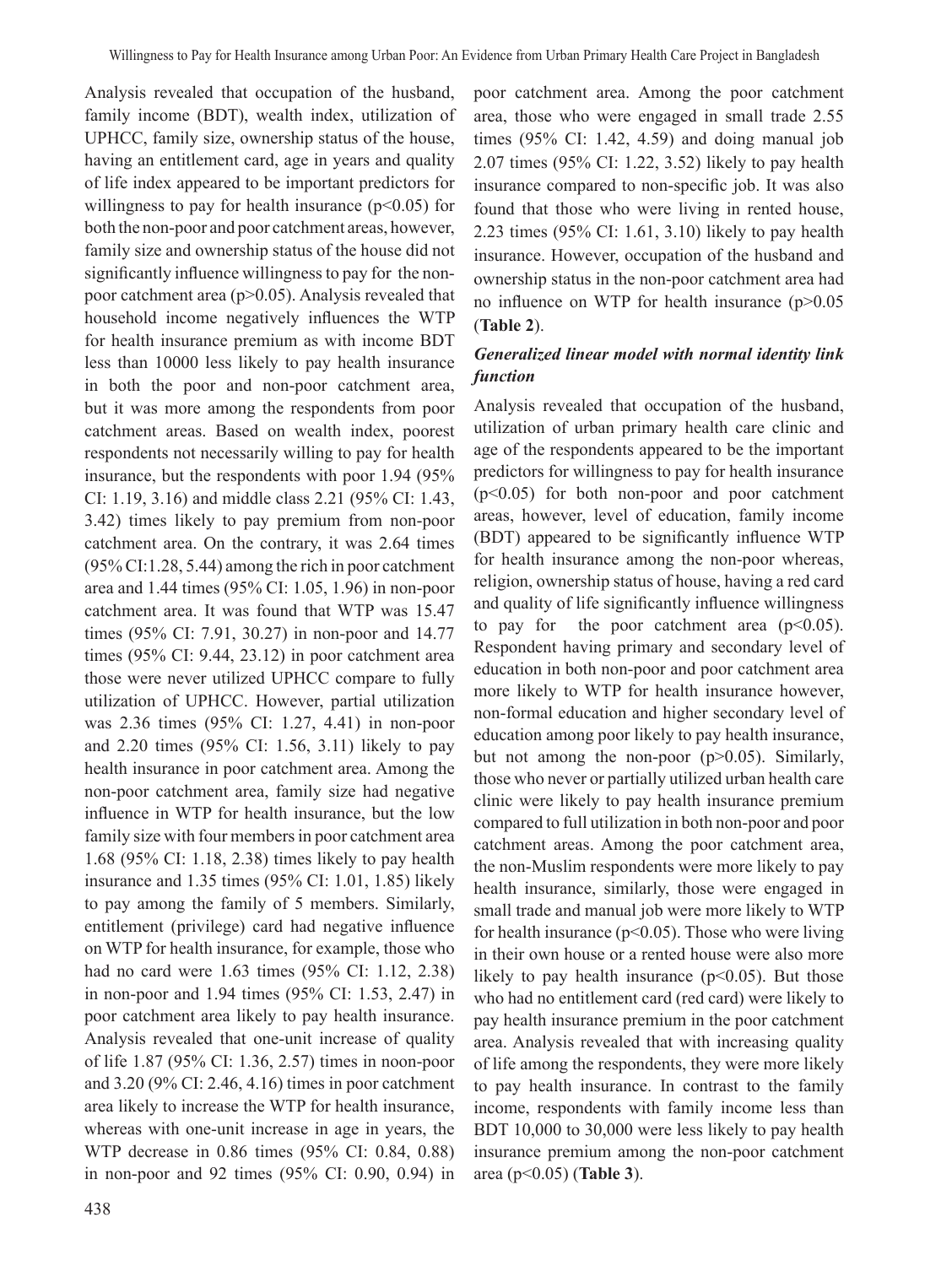Analysis revealed that occupation of the husband, family income (BDT), wealth index, utilization of UPHCC, family size, ownership status of the house, having an entitlement card, age in years and quality of life index appeared to be important predictors for willingness to pay for health insurance ($p<0.05$) for both the non-poor and poor catchment areas, however, family size and ownership status of the house did not significantly influence willingness to pay for the non-poor catchment area ($p>0.05$). Analysis revealed that household income negatively influences the WTP for health insurance premium as with income BDT less than 10000 less likely to pay health insurance in both the poor and non-poor catchment area, but it was more among the respondents from poor catchment areas. Based on wealth index, poorest respondents not necessarily willing to pay for health insurance, but the respondents with poor 1.94 (95% CI: 1.19, 3.16) and middle class 2.21 (95% CI: 1.43, 3.42) times likely to pay premium from non-poor catchment area. On the contrary, it was 2.64 times (95% CI:1.28, 5.44) among the rich in poor catchment area and 1.44 times (95% CI: 1.05, 1.96) in non-poor catchment area. It was found that WTP was 15.47 times (95% CI: 7.91, 30.27) in non-poor and 14.77 times (95% CI: 9.44, 23.12) in poor catchment area those were never utilized UPHCC compare to fully utilization of UPHCC. However, partial utilization was 2.36 times (95% CI: 1.27, 4.41) in non-poor and 2.20 times (95% CI: 1.56, 3.11) likely to pay health insurance in poor catchment area. Among the non-poor catchment area, family size had negative influence in WTP for health insurance, but the low family size with four members in poor catchment area 1.68 (95% CI: 1.18, 2.38) times likely to pay health insurance and 1.35 times (95% CI: 1.01, 1.85) likely to pay among the family of 5 members. Similarly, entitlement (privilege) card had negative influence on WTP for health insurance, for example, those who had no card were 1.63 times (95% CI: 1.12, 2.38) in non-poor and 1.94 times (95% CI: 1.53, 2.47) in poor catchment area likely to pay health insurance. Analysis revealed that one-unit increase of quality of life 1.87 (95% CI: 1.36, 2.57) times in noon-poor and 3.20 (9% CI: 2.46, 4.16) times in poor catchment area likely to increase the WTP for health insurance, whereas with one-unit increase in age in years, the WTP decrease in 0.86 times (95% CI: 0.84, 0.88) in non-poor and 92 times (95% CI: 0.90, 0.94) in poor catchment area. Among the poor catchment area, those who were engaged in small trade 2.55 times (95% CI: 1.42, 4.59) and doing manual job 2.07 times (95% CI: 1.22, 3.52) likely to pay health insurance compared to non-specific job. It was also found that those who were living in rented house, 2.23 times (95% CI: 1.61, 3.10) likely to pay health insurance. However, occupation of the husband and ownership status in the non-poor catchment area had no influence on WTP for health insurance ($p>0.05$ (**Table 2**).

### *Generalized linear model with normal identity link function*

Analysis revealed that occupation of the husband, utilization of urban primary health care clinic and age of the respondents appeared to be the important predictors for willingness to pay for health insurance ($p<0.05$) for both non-poor and poor catchment areas, however, level of education, family income (BDT) appeared to be significantly influence WTP for health insurance among the non-poor whereas, religion, ownership status of house, having a red card and quality of life significantly influence willingness to pay for the poor catchment area ($p<0.05$). Respondent having primary and secondary level of education in both non-poor and poor catchment area more likely to WTP for health insurance however, non-formal education and higher secondary level of education among poor likely to pay health insurance, but not among the non-poor ($p>0.05$). Similarly, those who never or partially utilized urban health care clinic were likely to pay health insurance premium compared to full utilization in both non-poor and poor catchment areas. Among the poor catchment area, the non-Muslim respondents were more likely to pay health insurance, similarly, those were engaged in small trade and manual job were more likely to WTP for health insurance ($p<0.05$). Those who were living in their own house or a rented house were also more likely to pay health insurance ($p<0.05$). But those who had no entitlement card (red card) were likely to pay health insurance premium in the poor catchment area. Analysis revealed that with increasing quality of life among the respondents, they were more likely to pay health insurance. In contrast to the family income, respondents with family income less than BDT 10,000 to 30,000 were less likely to pay health insurance premium among the non-poor catchment area ($p<0.05$) (**Table 3**).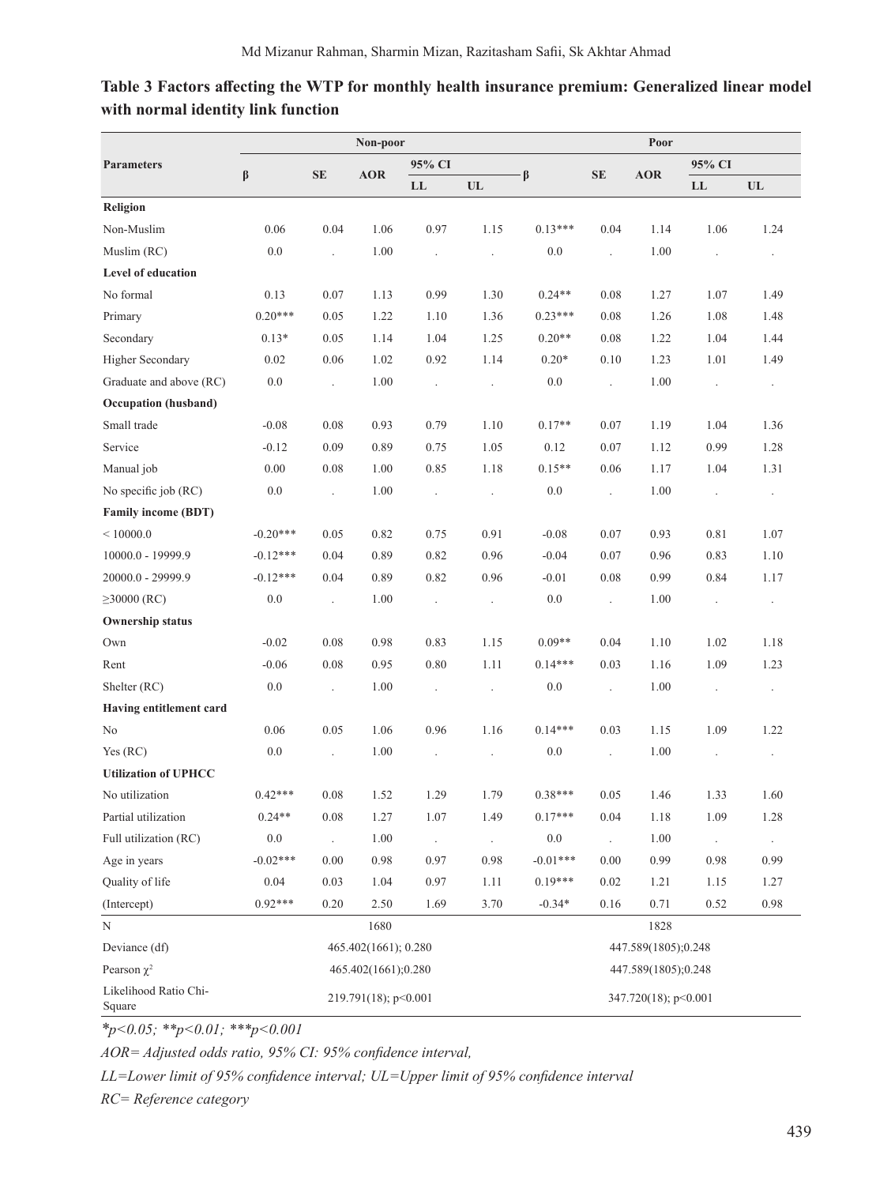**Table 3 Factors affecting the WTP for monthly health insurance premium: Generalized linear model with normal identity link function**

| Parameters | Non-poor | | | | | Poor | | | | |
|---|---|---|---|---|---|---|---|---|---|---|
| | β | SE | AOR | 95% CI | | β | SE | AOR | 95% CI | |
| | | | | LL | UL | | | | LL | UL |
| **Religion** | | | | | | | | | | |
| Non-Muslim | 0.06 | 0.04 | 1.06 | 0.97 | 1.15 | 0.13*** | 0.04 | 1.14 | 1.06 | 1.24 |
| Muslim (RC) | 0.0 | . | 1.00 | . | . | 0.0 | . | 1.00 | . | . |
| **Level of education** | | | | | | | | | | |
| No formal | 0.13 | 0.07 | 1.13 | 0.99 | 1.30 | 0.24** | 0.08 | 1.27 | 1.07 | 1.49 |
| Primary | 0.20*** | 0.05 | 1.22 | 1.10 | 1.36 | 0.23*** | 0.08 | 1.26 | 1.08 | 1.48 |
| Secondary | 0.13* | 0.05 | 1.14 | 1.04 | 1.25 | 0.20** | 0.08 | 1.22 | 1.04 | 1.44 |
| Higher Secondary | 0.02 | 0.06 | 1.02 | 0.92 | 1.14 | 0.20* | 0.10 | 1.23 | 1.01 | 1.49 |
| Graduate and above (RC) | 0.0 | . | 1.00 | . | . | 0.0 | . | 1.00 | . | . |
| **Occupation (husband)** | | | | | | | | | | |
| Small trade | -0.08 | 0.08 | 0.93 | 0.79 | 1.10 | 0.17** | 0.07 | 1.19 | 1.04 | 1.36 |
| Service | -0.12 | 0.09 | 0.89 | 0.75 | 1.05 | 0.12 | 0.07 | 1.12 | 0.99 | 1.28 |
| Manual job | 0.00 | 0.08 | 1.00 | 0.85 | 1.18 | 0.15** | 0.06 | 1.17 | 1.04 | 1.31 |
| No specific job (RC) | 0.0 | . | 1.00 | . | . | 0.0 | . | 1.00 | . | . |
| **Family income (BDT)** | | | | | | | | | | |
| < 10000.0 | -0.20*** | 0.05 | 0.82 | 0.75 | 0.91 | -0.08 | 0.07 | 0.93 | 0.81 | 1.07 |
| 10000.0 - 19999.9 | -0.12*** | 0.04 | 0.89 | 0.82 | 0.96 | -0.04 | 0.07 | 0.96 | 0.83 | 1.10 |
| 20000.0 - 29999.9 | -0.12*** | 0.04 | 0.89 | 0.82 | 0.96 | -0.01 | 0.08 | 0.99 | 0.84 | 1.17 |
| ≥30000 (RC) | 0.0 | . | 1.00 | . | . | 0.0 | . | 1.00 | . | . |
| **Ownership status** | | | | | | | | | | |
| Own | -0.02 | 0.08 | 0.98 | 0.83 | 1.15 | 0.09** | 0.04 | 1.10 | 1.02 | 1.18 |
| Rent | -0.06 | 0.08 | 0.95 | 0.80 | 1.11 | 0.14*** | 0.03 | 1.16 | 1.09 | 1.23 |
| Shelter (RC) | 0.0 | . | 1.00 | . | . | 0.0 | . | 1.00 | . | . |
| **Having entitlement card** | | | | | | | | | | |
| No | 0.06 | 0.05 | 1.06 | 0.96 | 1.16 | 0.14*** | 0.03 | 1.15 | 1.09 | 1.22 |
| Yes (RC) | 0.0 | . | 1.00 | . | . | 0.0 | . | 1.00 | . | . |
| **Utilization of UPHCC** | | | | | | | | | | |
| No utilization | 0.42*** | 0.08 | 1.52 | 1.29 | 1.79 | 0.38*** | 0.05 | 1.46 | 1.33 | 1.60 |
| Partial utilization | 0.24** | 0.08 | 1.27 | 1.07 | 1.49 | 0.17*** | 0.04 | 1.18 | 1.09 | 1.28 |
| Full utilization (RC) | 0.0 | . | 1.00 | . | . | 0.0 | . | 1.00 | . | . |
| Age in years | -0.02*** | 0.00 | 0.98 | 0.97 | 0.98 | -0.01*** | 0.00 | 0.99 | 0.98 | 0.99 |
| Quality of life | 0.04 | 0.03 | 1.04 | 0.97 | 1.11 | 0.19*** | 0.02 | 1.21 | 1.15 | 1.27 |
| (Intercept) | 0.92*** | 0.20 | 2.50 | 1.69 | 3.70 | -0.34* | 0.16 | 0.71 | 0.52 | 0.98 |
| N | | | 1680 | | | | | 1828 | | |
| Deviance (df) | | | 465.402(1661); 0.280 | | | | | 447.589(1805);0.248 | | |
| Pearson $\chi^2$ | | | 465.402(1661);0.280 | | | | | 447.589(1805);0.248 | | |
| Likelihood Ratio Chi-Square | | | 219.791(18); p<0.001 | | | | | 347.720(18); p<0.001 | | |

**p<0.05; **p<0.01; ***p<0.001*

*AOR= Adjusted odds ratio, 95% CI: 95% confidence interval,*

*LL=Lower limit of 95% confidence interval; UL=Upper limit of 95% confidence interval*

*RC= Reference category*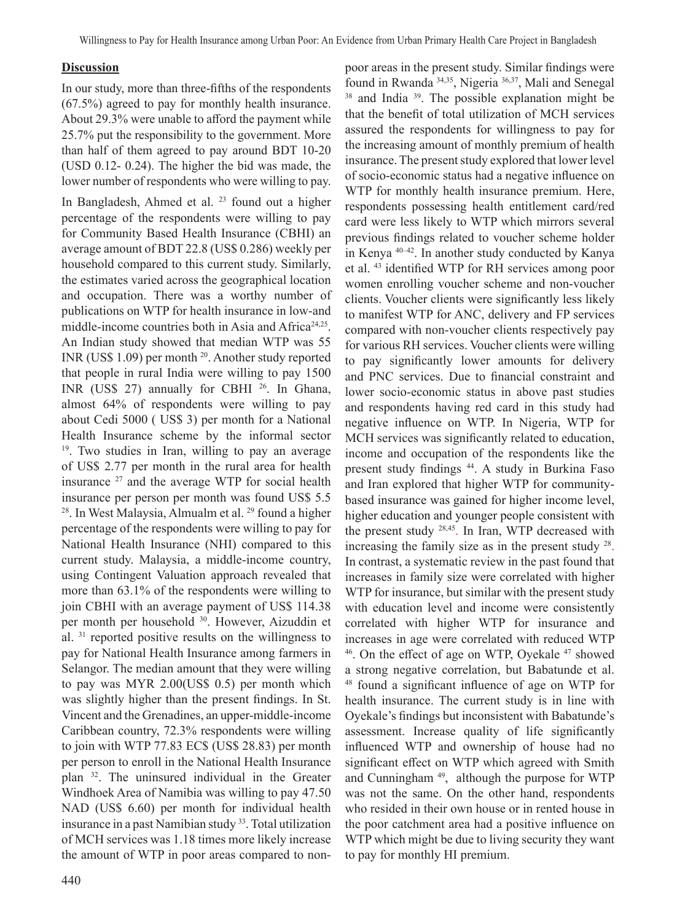## **Discussion**

In our study, more than three-fifths of the respondents (67.5%) agreed to pay for monthly health insurance. About 29.3% were unable to afford the payment while 25.7% put the responsibility to the government. More than half of them agreed to pay around BDT 10-20 (USD 0.12- 0.24). The higher the bid was made, the lower number of respondents who were willing to pay.

In Bangladesh, Ahmed et al. [23] found out a higher percentage of the respondents were willing to pay for Community Based Health Insurance (CBHI) an average amount of BDT 22.8 (US$ 0.286) weekly per household compared to this current study. Similarly, the estimates varied across the geographical location and occupation. There was a worthy number of publications on WTP for health insurance in low-and middle-income countries both in Asia and Africa[24,25]. An Indian study showed that median WTP was 55 INR (US$ 1.09) per month [20]. Another study reported that people in rural India were willing to pay 1500 INR (US$ 27) annually for CBHI [26]. In Ghana, almost 64% of respondents were willing to pay about Cedi 5000 ( US$ 3) per month for a National Health Insurance scheme by the informal sector [19]. Two studies in Iran, willing to pay an average of US$ 2.77 per month in the rural area for health insurance [27] and the average WTP for social health insurance per person per month was found US$ 5.5 [28]. In West Malaysia, Almualm et al. [29] found a higher percentage of the respondents were willing to pay for National Health Insurance (NHI) compared to this current study. Malaysia, a middle-income country, using Contingent Valuation approach revealed that more than 63.1% of the respondents were willing to join CBHI with an average payment of US$ 114.38 per month per household [30]. However, Aizuddin et al. [31] reported positive results on the willingness to pay for National Health Insurance among farmers in Selangor. The median amount that they were willing to pay was MYR 2.00(US$ 0.5) per month which was slightly higher than the present findings. In St. Vincent and the Grenadines, an upper-middle-income Caribbean country, 72.3% respondents were willing to join with WTP 77.83 EC$ (US$ 28.83) per month per person to enroll in the National Health Insurance plan [32]. The uninsured individual in the Greater Windhoek Area of Namibia was willing to pay 47.50 NAD (US$ 6.60) per month for individual health insurance in a past Namibian study [33]. Total utilization of MCH services was 1.18 times more likely increase the amount of WTP in poor areas compared to non-poor areas in the present study. Similar findings were found in Rwanda [34,35], Nigeria [36,37], Mali and Senegal [38] and India [39]. The possible explanation might be that the benefit of total utilization of MCH services assured the respondents for willingness to pay for the increasing amount of monthly premium of health insurance. The present study explored that lower level of socio-economic status had a negative influence on WTP for monthly health insurance premium. Here, respondents possessing health entitlement card/red card were less likely to WTP which mirrors several previous findings related to voucher scheme holder in Kenya [40–42]. In another study conducted by Kanya et al. [43] identified WTP for RH services among poor women enrolling voucher scheme and non-voucher clients. Voucher clients were significantly less likely to manifest WTP for ANC, delivery and FP services compared with non-voucher clients respectively pay for various RH services. Voucher clients were willing to pay significantly lower amounts for delivery and PNC services. Due to financial constraint and lower socio-economic status in above past studies and respondents having red card in this study had negative influence on WTP. In Nigeria, WTP for MCH services was significantly related to education, income and occupation of the respondents like the present study findings [44]. A study in Burkina Faso and Iran explored that higher WTP for community-based insurance was gained for higher income level, higher education and younger people consistent with the present study [28,45]. In Iran, WTP decreased with increasing the family size as in the present study [28]. In contrast, a systematic review in the past found that increases in family size were correlated with higher WTP for insurance, but similar with the present study with education level and income were consistently correlated with higher WTP for insurance and increases in age were correlated with reduced WTP [46]. On the effect of age on WTP, Oyekale [47] showed a strong negative correlation, but Babatunde et al. [48] found a significant influence of age on WTP for health insurance. The current study is in line with Oyekale's findings but inconsistent with Babatunde's assessment. Increase quality of life significantly influenced WTP and ownership of house had no significant effect on WTP which agreed with Smith and Cunningham [49], although the purpose for WTP was not the same. On the other hand, respondents who resided in their own house or in rented house in the poor catchment area had a positive influence on WTP which might be due to living security they want to pay for monthly HI premium.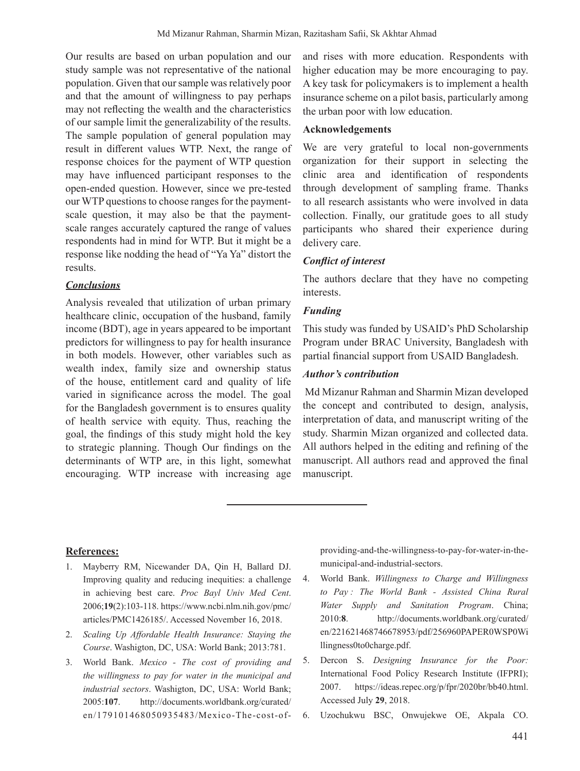Our results are based on urban population and our study sample was not representative of the national population. Given that our sample was relatively poor and that the amount of willingness to pay perhaps may not reflecting the wealth and the characteristics of our sample limit the generalizability of the results. The sample population of general population may result in different values WTP. Next, the range of response choices for the payment of WTP question may have influenced participant responses to the open-ended question. However, since we pre-tested our WTP questions to choose ranges for the payment-scale question, it may also be that the payment-scale ranges accurately captured the range of values respondents had in mind for WTP. But it might be a response like nodding the head of "Ya Ya" distort the results.

## ***Conclusions***

Analysis revealed that utilization of urban primary healthcare clinic, occupation of the husband, family income (BDT), age in years appeared to be important predictors for willingness to pay for health insurance in both models. However, other variables such as wealth index, family size and ownership status of the house, entitlement card and quality of life varied in significance across the model. The goal for the Bangladesh government is to ensures quality of health service with equity. Thus, reaching the goal, the findings of this study might hold the key to strategic planning. Though Our findings on the determinants of WTP are, in this light, somewhat encouraging. WTP increase with increasing age and rises with more education. Respondents with higher education may be more encouraging to pay. A key task for policymakers is to implement a health insurance scheme on a pilot basis, particularly among the urban poor with low education.

## **Acknowledgements**

We are very grateful to local non-governments organization for their support in selecting the clinic area and identification of respondents through development of sampling frame. Thanks to all research assistants who were involved in data collection. Finally, our gratitude goes to all study participants who shared their experience during delivery care.

### ***Conflict of interest***

The authors declare that they have no competing interests.

### ***Funding***

This study was funded by USAID's PhD Scholarship Program under BRAC University, Bangladesh with partial financial support from USAID Bangladesh.

### ***Author's contribution***

Md Mizanur Rahman and Sharmin Mizan developed the concept and contributed to design, analysis, interpretation of data, and manuscript writing of the study. Sharmin Mizan organized and collected data. All authors helped in the editing and refining of the manuscript. All authors read and approved the final manuscript.

---

## **References:**

1. Mayberry RM, Nicewander DA, Qin H, Ballard DJ. Improving quality and reducing inequities: a challenge in achieving best care. *Proc Bayl Univ Med Cent*. 2006;**19**(2):103-118. https://www.ncbi.nlm.nih.gov/pmc/articles/PMC1426185/. Accessed November 16, 2018.
2. *Scaling Up Affordable Health Insurance: Staying the Course*. Washigton, DC, USA: World Bank; 2013:781.
3. World Bank. *Mexico - The cost of providing and the willingness to pay for water in the municipal and industrial sectors*. Washigton, DC, USA: World Bank; 2005:**107**. http://documents.worldbank.org/curated/en/179101468050935483/Mexico-The-cost-of-providing-and-the-willingness-to-pay-for-water-in-the-municipal-and-industrial-sectors.
4. World Bank. *Willingness to Charge and Willingness to Pay : The World Bank - Assisted China Rural Water Supply and Sanitation Program*. China; 2010:**8**. http://documents.worldbank.org/curated/en/221621468746678953/pdf/256960PAPER0WSP0Willingness0to0charge.pdf.
5. Dercon S. *Designing Insurance for the Poor:* International Food Policy Research Institute (IFPRI); 2007. https://ideas.repec.org/p/fpr/2020br/bb40.html. Accessed July **29**, 2018.
6. Uzochukwu BSC, Onwujekwe OE, Akpala CO.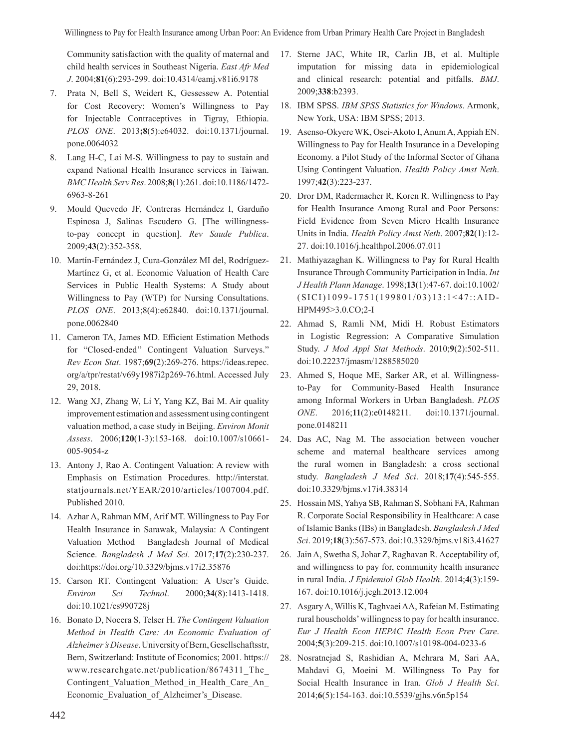Community satisfaction with the quality of maternal and child health services in Southeast Nigeria. *East Afr Med J*. 2004;**81**(6):293-299. doi:10.4314/eamj.v81i6.9178

7. Prata N, Bell S, Weidert K, Gessessew A. Potential for Cost Recovery: Women's Willingness to Pay for Injectable Contraceptives in Tigray, Ethiopia. *PLOS ONE*. 2013;**8**(5):e64032. doi:10.1371/journal.pone.0064032
8. Lang H-C, Lai M-S. Willingness to pay to sustain and expand National Health Insurance services in Taiwan. *BMC Health Serv Res*. 2008;**8**(1):261. doi:10.1186/1472-6963-8-261
9. Mould Quevedo JF, Contreras Hernández I, Garduño Espinosa J, Salinas Escudero G. [The willingness-to-pay concept in question]. *Rev Saude Publica*. 2009;**43**(2):352-358.
10. Martín-Fernández J, Cura-González MI del, Rodríguez-Martínez G, et al. Economic Valuation of Health Care Services in Public Health Systems: A Study about Willingness to Pay (WTP) for Nursing Consultations. *PLOS ONE*. 2013;8(4):e62840. doi:10.1371/journal.pone.0062840
11. Cameron TA, James MD. Efficient Estimation Methods for "Closed-ended" Contingent Valuation Surveys." *Rev Econ Stat*. 1987;**69(**2):269-276. https://ideas.repec.org/a/tpr/restat/v69y1987i2p269-76.html. Accessed July 29, 2018.
12. Wang XJ, Zhang W, Li Y, Yang KZ, Bai M. Air quality improvement estimation and assessment using contingent valuation method, a case study in Beijing. *Environ Monit Assess*. 2006;**120**(1-3):153-168. doi:10.1007/s10661-005-9054-z
13. Antony J, Rao A. Contingent Valuation: A review with Emphasis on Estimation Procedures. http://interstat.statjournals.net/YEAR/2010/articles/1007004.pdf. Published 2010.
14. Azhar A, Rahman MM, Arif MT. Willingness to Pay For Health Insurance in Sarawak, Malaysia: A Contingent Valuation Method | Bangladesh Journal of Medical Science. *Bangladesh J Med Sci*. 2017;**17**(2):230-237. doi:https://doi.org/10.3329/bjms.v17i2.35876
15. Carson RT. Contingent Valuation: A User's Guide. *Environ Sci Technol*. 2000;**34**(8):1413-1418. doi:10.1021/es990728j
16. Bonato D, Nocera S, Telser H. *The Contingent Valuation Method in Health Care: An Economic Evaluation of Alzheimer's Disease*. University of Bern, Gesellschaftsstr, Bern, Switzerland: Institute of Economics; 2001. https://www.researchgate.net/publication/8674311_The_Contingent_Valuation_Method_in_Health_Care_An_Economic_Evaluation_of_Alzheimer's_Disease.
17. Sterne JAC, White IR, Carlin JB, et al. Multiple imputation for missing data in epidemiological and clinical research: potential and pitfalls. *BMJ*. 2009;**338**:b2393.
18. IBM SPSS. *IBM SPSS Statistics for Windows*. Armonk, New York, USA: IBM SPSS; 2013.
19. Asenso-Okyere WK, Osei-Akoto I, Anum A, Appiah EN. Willingness to Pay for Health Insurance in a Developing Economy. a Pilot Study of the Informal Sector of Ghana Using Contingent Valuation. *Health Policy Amst Neth*. 1997;**42**(3):223-237.
20. Dror DM, Radermacher R, Koren R. Willingness to Pay for Health Insurance Among Rural and Poor Persons: Field Evidence from Seven Micro Health Insurance Units in India. *Health Policy Amst Neth*. 2007;**82**(1):12-27. doi:10.1016/j.healthpol.2006.07.011
21. Mathiyazaghan K. Willingness to Pay for Rural Health Insurance Through Community Participation in India. *Int J Health Plann Manage*. 1998;**13**(1):47-67. doi:10.1002/(SICI)1099-1751(199801/03)13:1<47::AID-HPM495>3.0.CO;2-I
22. Ahmad S, Ramli NM, Midi H. Robust Estimators in Logistic Regression: A Comparative Simulation Study. *J Mod Appl Stat Methods*. 2010;**9**(2):502-511. doi:10.22237/jmasm/1288585020
23. Ahmed S, Hoque ME, Sarker AR, et al. Willingness-to-Pay for Community-Based Health Insurance among Informal Workers in Urban Bangladesh. *PLOS ONE*. 2016;**11**(2):e0148211. doi:10.1371/journal.pone.0148211
24. Das AC, Nag M. The association between voucher scheme and maternal healthcare services among the rural women in Bangladesh: a cross sectional study. *Bangladesh J Med Sci*. 2018;**17**(4):545-555. doi:10.3329/bjms.v17i4.38314
25. Hossain MS, Yahya SB, Rahman S, Sobhani FA, Rahman R. Corporate Social Responsibility in Healthcare: A case of Islamic Banks (IBs) in Bangladesh. *Bangladesh J Med Sci*. 2019;**18**(3):567-573. doi:10.3329/bjms.v18i3.41627
26. Jain A, Swetha S, Johar Z, Raghavan R. Acceptability of, and willingness to pay for, community health insurance in rural India. *J Epidemiol Glob Health*. 2014;**4**(3):159-167. doi:10.1016/j.jegh.2013.12.004
27. Asgary A, Willis K, Taghvaei AA, Rafeian M. Estimating rural households' willingness to pay for health insurance. *Eur J Health Econ HEPAC Health Econ Prev Care*. 2004;**5**(3):209-215. doi:10.1007/s10198-004-0233-6
28. Nosratnejad S, Rashidian A, Mehrara M, Sari AA, Mahdavi G, Moeini M. Willingness To Pay for Social Health Insurance in Iran. *Glob J Health Sci*. 2014;**6**(5):154-163. doi:10.5539/gjhs.v6n5p154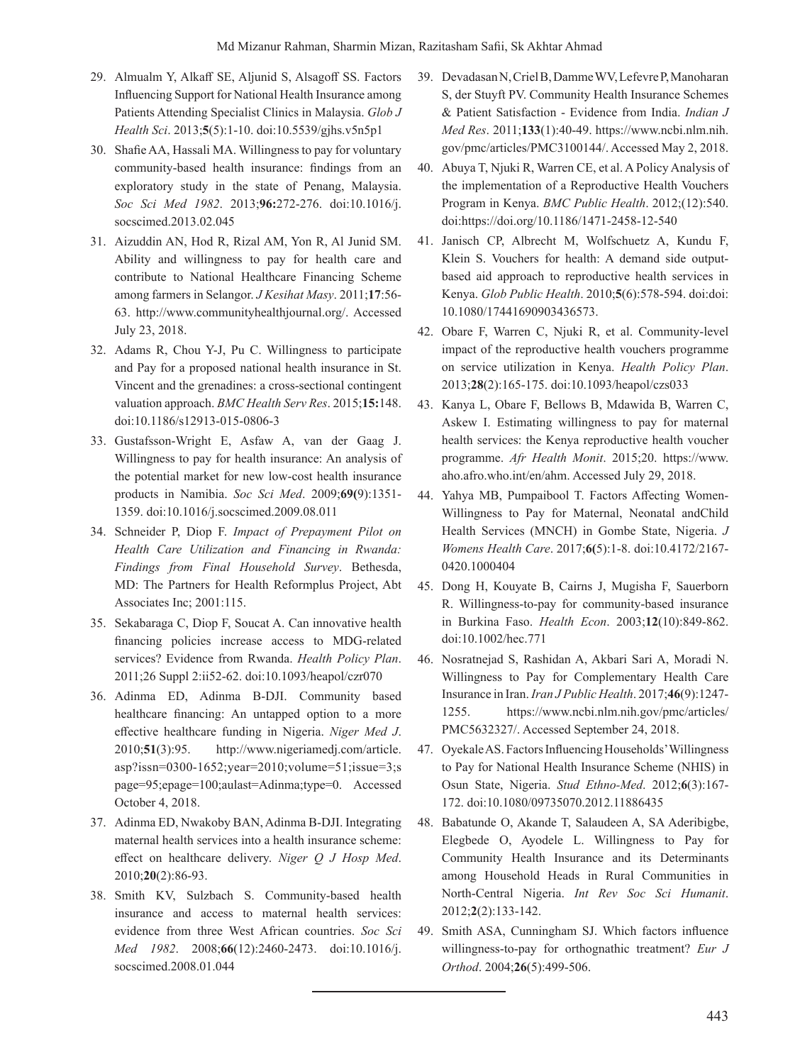29. Almualm Y, Alkaff SE, Aljunid S, Alsagoff SS. Factors Influencing Support for National Health Insurance among Patients Attending Specialist Clinics in Malaysia. *Glob J Health Sci*. 2013;**5**(5):1-10. doi:10.5539/gjhs.v5n5p1
30. Shafie AA, Hassali MA. Willingness to pay for voluntary community-based health insurance: findings from an exploratory study in the state of Penang, Malaysia. *Soc Sci Med 1982*. 2013;**96:**272-276. doi:10.1016/j.socscimed.2013.02.045
31. Aizuddin AN, Hod R, Rizal AM, Yon R, Al Junid SM. Ability and willingness to pay for health care and contribute to National Healthcare Financing Scheme among farmers in Selangor. *J Kesihat Masy*. 2011;**17**:56-63. http://www.communityhealthjournal.org/. Accessed July 23, 2018.
32. Adams R, Chou Y-J, Pu C. Willingness to participate and Pay for a proposed national health insurance in St. Vincent and the grenadines: a cross-sectional contingent valuation approach. *BMC Health Serv Res*. 2015;**15:**148. doi:10.1186/s12913-015-0806-3
33. Gustafsson-Wright E, Asfaw A, van der Gaag J. Willingness to pay for health insurance: An analysis of the potential market for new low-cost health insurance products in Namibia. *Soc Sci Med*. 2009;**69(**9):1351-1359. doi:10.1016/j.socscimed.2009.08.011
34. Schneider P, Diop F. *Impact of Prepayment Pilot on Health Care Utilization and Financing in Rwanda: Findings from Final Household Survey*. Bethesda, MD: The Partners for Health Reformplus Project, Abt Associates Inc; 2001:115.
35. Sekabaraga C, Diop F, Soucat A. Can innovative health financing policies increase access to MDG-related services? Evidence from Rwanda. *Health Policy Plan*. 2011;26 Suppl 2:ii52-62. doi:10.1093/heapol/czr070
36. Adinma ED, Adinma B-DJI. Community based healthcare financing: An untapped option to a more effective healthcare funding in Nigeria. *Niger Med J*. 2010;**51**(3):95. http://www.nigeriamedj.com/article.asp?issn=0300-1652;year=2010;volume=51;issue=3;spage=95;epage=100;aulast=Adinma;type=0. Accessed October 4, 2018.
37. Adinma ED, Nwakoby BAN, Adinma B-DJI. Integrating maternal health services into a health insurance scheme: effect on healthcare delivery. *Niger Q J Hosp Med*. 2010;**20**(2):86-93.
38. Smith KV, Sulzbach S. Community-based health insurance and access to maternal health services: evidence from three West African countries. *Soc Sci Med 1982*. 2008;**66**(12):2460-2473. doi:10.1016/j.socscimed.2008.01.044
39. Devadasan N, Criel B, Damme WV, Lefevre P, Manoharan S, der Stuyft PV. Community Health Insurance Schemes & Patient Satisfaction - Evidence from India. *Indian J Med Res*. 2011;**133**(1):40-49. https://www.ncbi.nlm.nih.gov/pmc/articles/PMC3100144/. Accessed May 2, 2018.
40. Abuya T, Njuki R, Warren CE, et al. A Policy Analysis of the implementation of a Reproductive Health Vouchers Program in Kenya. *BMC Public Health*. 2012;(12):540. doi:https://doi.org/10.1186/1471-2458-12-540
41. Janisch CP, Albrecht M, Wolfschuetz A, Kundu F, Klein S. Vouchers for health: A demand side output-based aid approach to reproductive health services in Kenya. *Glob Public Health*. 2010;**5**(6):578-594. doi:doi:10.1080/17441690903436573.
42. Obare F, Warren C, Njuki R, et al. Community-level impact of the reproductive health vouchers programme on service utilization in Kenya. *Health Policy Plan*. 2013;**28**(2):165-175. doi:10.1093/heapol/czs033
43. Kanya L, Obare F, Bellows B, Mdawida B, Warren C, Askew I. Estimating willingness to pay for maternal health services: the Kenya reproductive health voucher programme. *Afr Health Monit*. 2015;20. https://www.aho.afro.who.int/en/ahm. Accessed July 29, 2018.
44. Yahya MB, Pumpaibool T. Factors Affecting Women-Willingness to Pay for Maternal, Neonatal andChild Health Services (MNCH) in Gombe State, Nigeria. *J Womens Health Care*. 2017;**6(**5):1-8. doi:10.4172/2167-0420.1000404
45. Dong H, Kouyate B, Cairns J, Mugisha F, Sauerborn R. Willingness-to-pay for community-based insurance in Burkina Faso. *Health Econ*. 2003;**12**(10):849-862. doi:10.1002/hec.771
46. Nosratnejad S, Rashidan A, Akbari Sari A, Moradi N. Willingness to Pay for Complementary Health Care Insurance in Iran. *Iran J Public Health*. 2017;**46**(9):1247-1255. https://www.ncbi.nlm.nih.gov/pmc/articles/PMC5632327/. Accessed September 24, 2018.
47. Oyekale AS. Factors Influencing Households' Willingness to Pay for National Health Insurance Scheme (NHIS) in Osun State, Nigeria. *Stud Ethno-Med*. 2012;**6**(3):167-172. doi:10.1080/09735070.2012.11886435
48. Babatunde O, Akande T, Salaudeen A, SA Aderibigbe, Elegbede O, Ayodele L. Willingness to Pay for Community Health Insurance and its Determinants among Household Heads in Rural Communities in North-Central Nigeria. *Int Rev Soc Sci Humanit*. 2012;**2**(2):133-142.
49. Smith ASA, Cunningham SJ. Which factors influence willingness-to-pay for orthognathic treatment? *Eur J Orthod*. 2004;**26**(5):499-506.